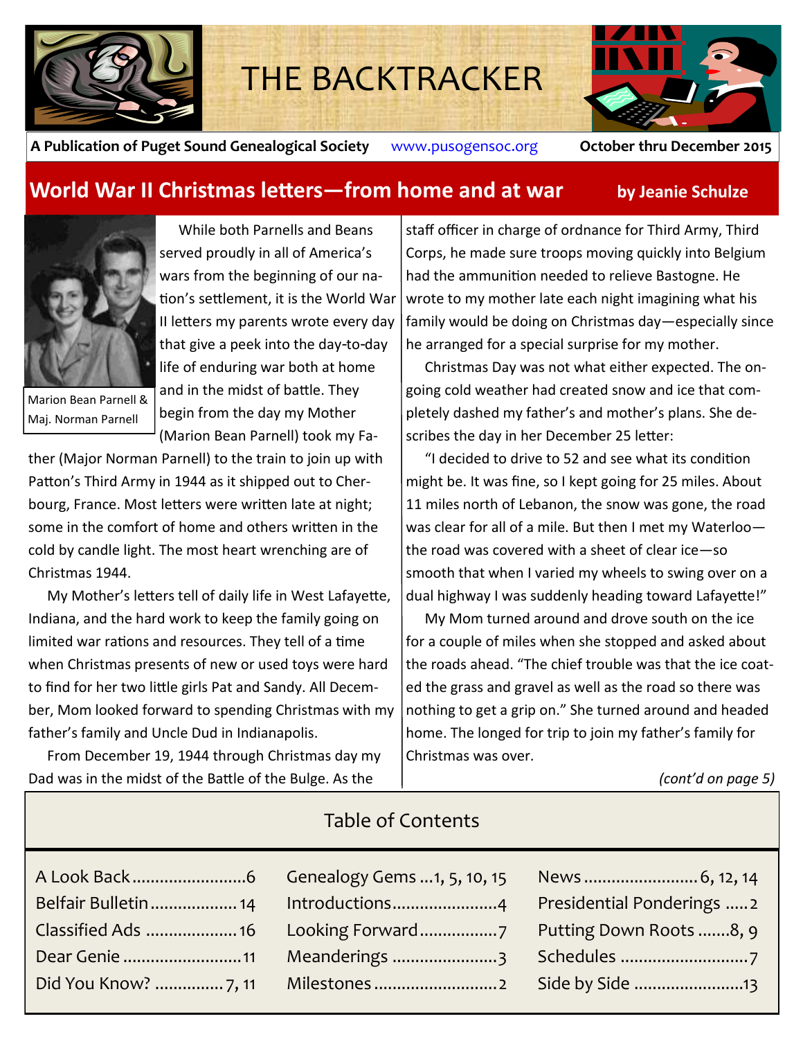# THE BACKTRACKER

**A Publication of Puget Sound Genealogical Society** www.pusogensoc.org **October thru December 2015**

## World War II Christmas letters—from home and at war

**by Jeanie Schulze**

Marion Bean Parnell & Maj. Norman Parnell

While both Parnells and Beans served proudly in all of America's wars from the beginning of our nation's settlement, it is the World War II letters my parents wrote every day that give a peek into the day-to-day life of enduring war both at home and in the midst of battle. They begin from the day my Mother (Marion Bean Parnell) took my Father (Major Norman Parnell) to the train to join up with Patton's Third Army in 1944 as it shipped out to Cherbourg, France. Most letters were written late at night; some in the comfort of home and others written in the cold by candle light. The most heart wrenching are of Christmas 1944.

My Mother's letters tell of daily life in West Lafayette, Indiana, and the hard work to keep the family going on limited war rations and resources. They tell of a time when Christmas presents of new or used toys were hard to find for her two little girls Pat and Sandy. All December, Mom looked forward to spending Christmas with my father's family and Uncle Dud in Indianapolis.

From December 19, 1944 through Christmas day my Dad was in the midst of the Battle of the Bulge. As the staff officer in charge of ordnance for Third Army, Third Corps, he made sure troops moving quickly into Belgium had the ammunition needed to relieve Bastogne. He wrote to my mother late each night imagining what his family would be doing on Christmas day—especially since he arranged for a special surprise for my mother.

Christmas Day was not what either expected. The ongoing cold weather had created snow and ice that completely dashed my father's and mother's plans. She describes the day in her December 25 letter:

"I decided to drive to 52 and see what its condition might be. It was fine, so I kept going for 25 miles. About 11 miles north of Lebanon, the snow was gone, the road was clear for all of a mile. But then I met my Waterloo—the road was covered with a sheet of clear ice—so smooth that when I varied my wheels to swing over on a dual highway I was suddenly heading toward Lafayette!"

My Mom turned around and drove south on the ice for a couple of miles when she stopped and asked about the roads ahead. "The chief trouble was that the ice coated the grass and gravel as well as the road so there was nothing to get a grip on." She turned around and headed home. The longed for trip to join my father's family for Christmas was over.

*(cont'd on page 5)*

## Table of Contents

| | | |
|---|---|---|
| A Look Back ........ 6 | Genealogy Gems ... 1, 5, 10, 15 | News ........ 6, 12, 14 |
| Belfair Bulletin ........ 14 | Introductions ........ 4 | Presidential Ponderings ..... 2 |
| Classified Ads ........ 16 | Looking Forward ........ 7 | Putting Down Roots ....... 8, 9 |
| Dear Genie ........ 11 | Meanderings ........ 3 | Schedules ........ 7 |
| Did You Know? ........ 7, 11 | Milestones ........ 2 | Side by Side ........ 13 |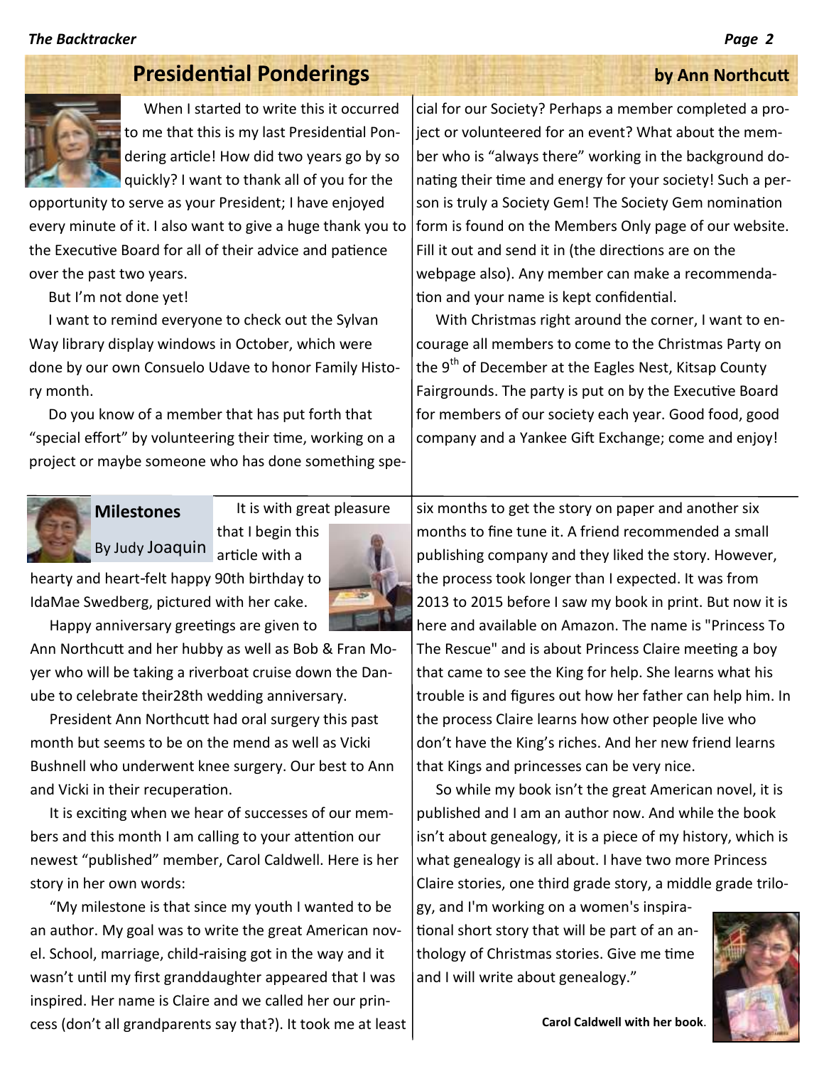## Presidential Ponderings

**by Ann Northcutt**

When I started to write this it occurred to me that this is my last Presidential Pondering article! How did two years go by so quickly? I want to thank all of you for the opportunity to serve as your President; I have enjoyed every minute of it. I also want to give a huge thank you to the Executive Board for all of their advice and patience over the past two years.

But I'm not done yet!

I want to remind everyone to check out the Sylvan Way library display windows in October, which were done by our own Consuelo Udave to honor Family History month.

Do you know of a member that has put forth that "special effort" by volunteering their time, working on a project or maybe someone who has done something special for our Society? Perhaps a member completed a project or volunteered for an event? What about the member who is "always there" working in the background donating their time and energy for your society! Such a person is truly a Society Gem! The Society Gem nomination form is found on the Members Only page of our website. Fill it out and send it in (the directions are on the webpage also). Any member can make a recommendation and your name is kept confidential.

With Christmas right around the corner, I want to encourage all members to come to the Christmas Party on the 9th of December at the Eagles Nest, Kitsap County Fairgrounds. The party is put on by the Executive Board for members of our society each year. Good food, good company and a Yankee Gift Exchange; come and enjoy!

## Milestones

By Judy Joaquin

It is with great pleasure that I begin this article with a hearty and heart-felt happy 90th birthday to IdaMae Swedberg, pictured with her cake.

Happy anniversary greetings are given to Ann Northcutt and her hubby as well as Bob & Fran Moyer who will be taking a riverboat cruise down the Danube to celebrate their28th wedding anniversary.

President Ann Northcutt had oral surgery this past month but seems to be on the mend as well as Vicki Bushnell who underwent knee surgery. Our best to Ann and Vicki in their recuperation.

It is exciting when we hear of successes of our members and this month I am calling to your attention our newest "published" member, Carol Caldwell. Here is her story in her own words:

"My milestone is that since my youth I wanted to be an author. My goal was to write the great American novel. School, marriage, child-raising got in the way and it wasn't until my first granddaughter appeared that I was inspired. Her name is Claire and we called her our princess (don't all grandparents say that?). It took me at least six months to get the story on paper and another six months to fine tune it. A friend recommended a small publishing company and they liked the story. However, the process took longer than I expected. It was from 2013 to 2015 before I saw my book in print. But now it is here and available on Amazon. The name is "Princess To The Rescue" and is about Princess Claire meeting a boy that came to see the King for help. She learns what his trouble is and figures out how her father can help him. In the process Claire learns how other people live who don't have the King's riches. And her new friend learns that Kings and princesses can be very nice.

So while my book isn't the great American novel, it is published and I am an author now. And while the book isn't about genealogy, it is a piece of my history, which is what genealogy is all about. I have two more Princess Claire stories, one third grade story, a middle grade trilogy, and I'm working on a women's inspirational short story that will be part of an anthology of Christmas stories. Give me time and I will write about genealogy."

**Carol Caldwell with her book**.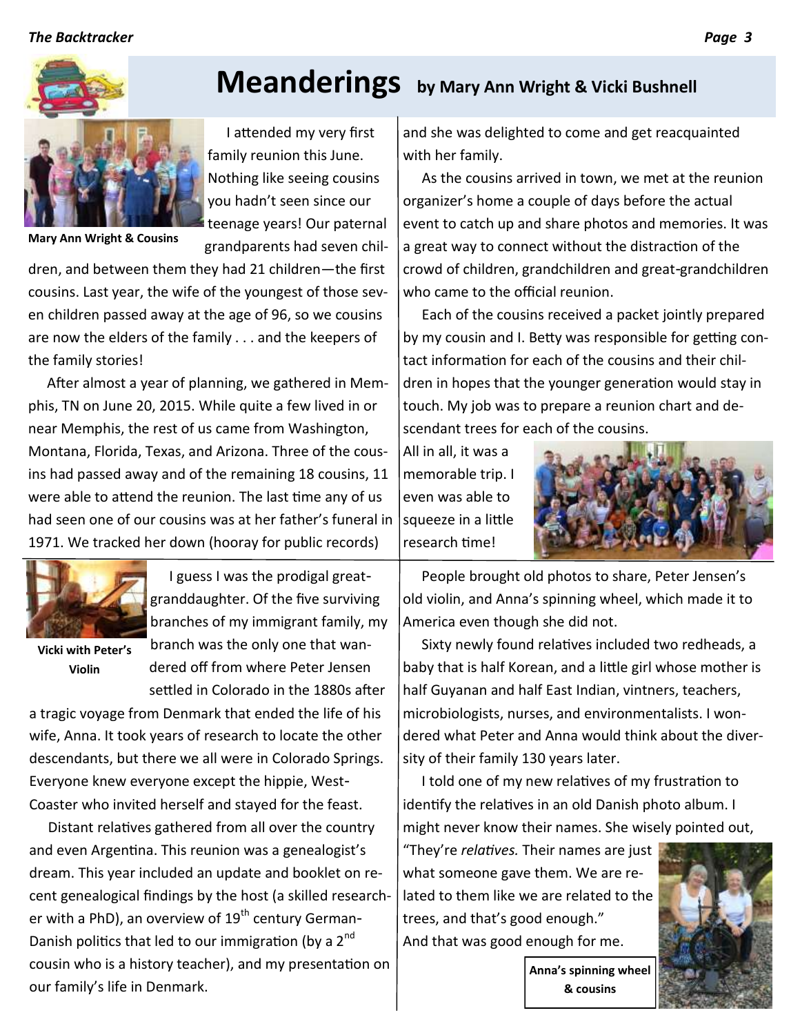# Meanderings by Mary Ann Wright & Vicki Bushnell

Mary Ann Wright & Cousins

I attended my very first family reunion this June. Nothing like seeing cousins you hadn't seen since our teenage years! Our paternal grandparents had seven children, and between them they had 21 children—the first cousins. Last year, the wife of the youngest of those seven children passed away at the age of 96, so we cousins are now the elders of the family . . . and the keepers of the family stories!

After almost a year of planning, we gathered in Memphis, TN on June 20, 2015. While quite a few lived in or near Memphis, the rest of us came from Washington, Montana, Florida, Texas, and Arizona. Three of the cousins had passed away and of the remaining 18 cousins, 11 were able to attend the reunion. The last time any of us had seen one of our cousins was at her father's funeral in 1971. We tracked her down (hooray for public records) and she was delighted to come and get reacquainted with her family.

As the cousins arrived in town, we met at the reunion organizer's home a couple of days before the actual event to catch up and share photos and memories. It was a great way to connect without the distraction of the crowd of children, grandchildren and great-grandchildren who came to the official reunion.

Each of the cousins received a packet jointly prepared by my cousin and I. Betty was responsible for getting contact information for each of the cousins and their children in hopes that the younger generation would stay in touch. My job was to prepare a reunion chart and descendant trees for each of the cousins.

All in all, it was a memorable trip. I even was able to squeeze in a little research time!

---

Vicki with Peter's Violin

I guess I was the prodigal great-granddaughter. Of the five surviving branches of my immigrant family, my branch was the only one that wandered off from where Peter Jensen settled in Colorado in the 1880s after a tragic voyage from Denmark that ended the life of his wife, Anna. It took years of research to locate the other descendants, but there we all were in Colorado Springs. Everyone knew everyone except the hippie, West-Coaster who invited herself and stayed for the feast.

Distant relatives gathered from all over the country and even Argentina. This reunion was a genealogist's dream. This year included an update and booklet on recent genealogical findings by the host (a skilled researcher with a PhD), an overview of 19th century German-Danish politics that led to our immigration (by a 2nd cousin who is a history teacher), and my presentation on our family's life in Denmark.

People brought old photos to share, Peter Jensen's old violin, and Anna's spinning wheel, which made it to America even though she did not.

Sixty newly found relatives included two redheads, a baby that is half Korean, and a little girl whose mother is half Guyanan and half East Indian, vintners, teachers, microbiologists, nurses, and environmentalists. I wondered what Peter and Anna would think about the diversity of their family 130 years later.

I told one of my new relatives of my frustration to identify the relatives in an old Danish photo album. I might never know their names. She wisely pointed out, "They're *relatives.* Their names are just what someone gave them. We are related to them like we are related to the trees, and that's good enough." And that was good enough for me.

Anna's spinning wheel & cousins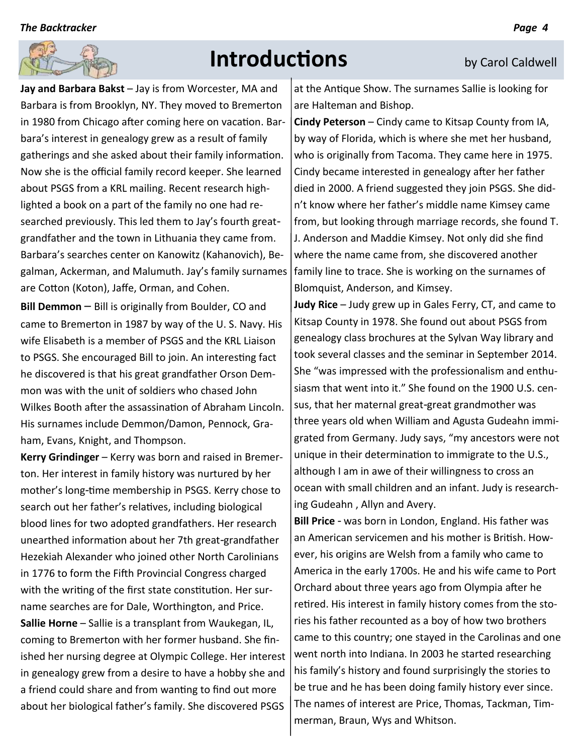# Introductions

by Carol Caldwell

**Jay and Barbara Bakst** – Jay is from Worcester, MA and Barbara is from Brooklyn, NY. They moved to Bremerton in 1980 from Chicago after coming here on vacation. Barbara's interest in genealogy grew as a result of family gatherings and she asked about their family information. Now she is the official family record keeper. She learned about PSGS from a KRL mailing. Recent research highlighted a book on a part of the family no one had researched previously. This led them to Jay's fourth great-grandfather and the town in Lithuania they came from. Barbara's searches center on Kanowitz (Kahanovich), Begalman, Ackerman, and Malumuth. Jay's family surnames are Cotton (Koton), Jaffe, Orman, and Cohen.

**Bill Demmon** – Bill is originally from Boulder, CO and came to Bremerton in 1987 by way of the U. S. Navy. His wife Elisabeth is a member of PSGS and the KRL Liaison to PSGS. She encouraged Bill to join. An interesting fact he discovered is that his great grandfather Orson Demmon was with the unit of soldiers who chased John Wilkes Booth after the assassination of Abraham Lincoln. His surnames include Demmon/Damon, Pennock, Graham, Evans, Knight, and Thompson.

**Kerry Grindinger** – Kerry was born and raised in Bremerton. Her interest in family history was nurtured by her mother's long-time membership in PSGS. Kerry chose to search out her father's relatives, including biological blood lines for two adopted grandfathers. Her research unearthed information about her 7th great-grandfather Hezekiah Alexander who joined other North Carolinians in 1776 to form the Fifth Provincial Congress charged with the writing of the first state constitution. Her surname searches are for Dale, Worthington, and Price.

**Sallie Horne** – Sallie is a transplant from Waukegan, IL, coming to Bremerton with her former husband. She finished her nursing degree at Olympic College. Her interest in genealogy grew from a desire to have a hobby she and a friend could share and from wanting to find out more about her biological father's family. She discovered PSGS at the Antique Show. The surnames Sallie is looking for are Halteman and Bishop.

**Cindy Peterson** – Cindy came to Kitsap County from IA, by way of Florida, which is where she met her husband, who is originally from Tacoma. They came here in 1975. Cindy became interested in genealogy after her father died in 2000. A friend suggested they join PSGS. She didn't know where her father's middle name Kimsey came from, but looking through marriage records, she found T. J. Anderson and Maddie Kimsey. Not only did she find where the name came from, she discovered another family line to trace. She is working on the surnames of Blomquist, Anderson, and Kimsey.

**Judy Rice** – Judy grew up in Gales Ferry, CT, and came to Kitsap County in 1978. She found out about PSGS from genealogy class brochures at the Sylvan Way library and took several classes and the seminar in September 2014. She "was impressed with the professionalism and enthusiasm that went into it." She found on the 1900 U.S. census, that her maternal great-great grandmother was three years old when William and Agusta Gudeahn immigrated from Germany. Judy says, "my ancestors were not unique in their determination to immigrate to the U.S., although I am in awe of their willingness to cross an ocean with small children and an infant. Judy is researching Gudeahn , Allyn and Avery.

**Bill Price** - was born in London, England. His father was an American servicemen and his mother is British. However, his origins are Welsh from a family who came to America in the early 1700s. He and his wife came to Port Orchard about three years ago from Olympia after he retired. His interest in family history comes from the stories his father recounted as a boy of how two brothers came to this country; one stayed in the Carolinas and one went north into Indiana. In 2003 he started researching his family's history and found surprisingly the stories to be true and he has been doing family history ever since. The names of interest are Price, Thomas, Tackman, Timmerman, Braun, Wys and Whitson.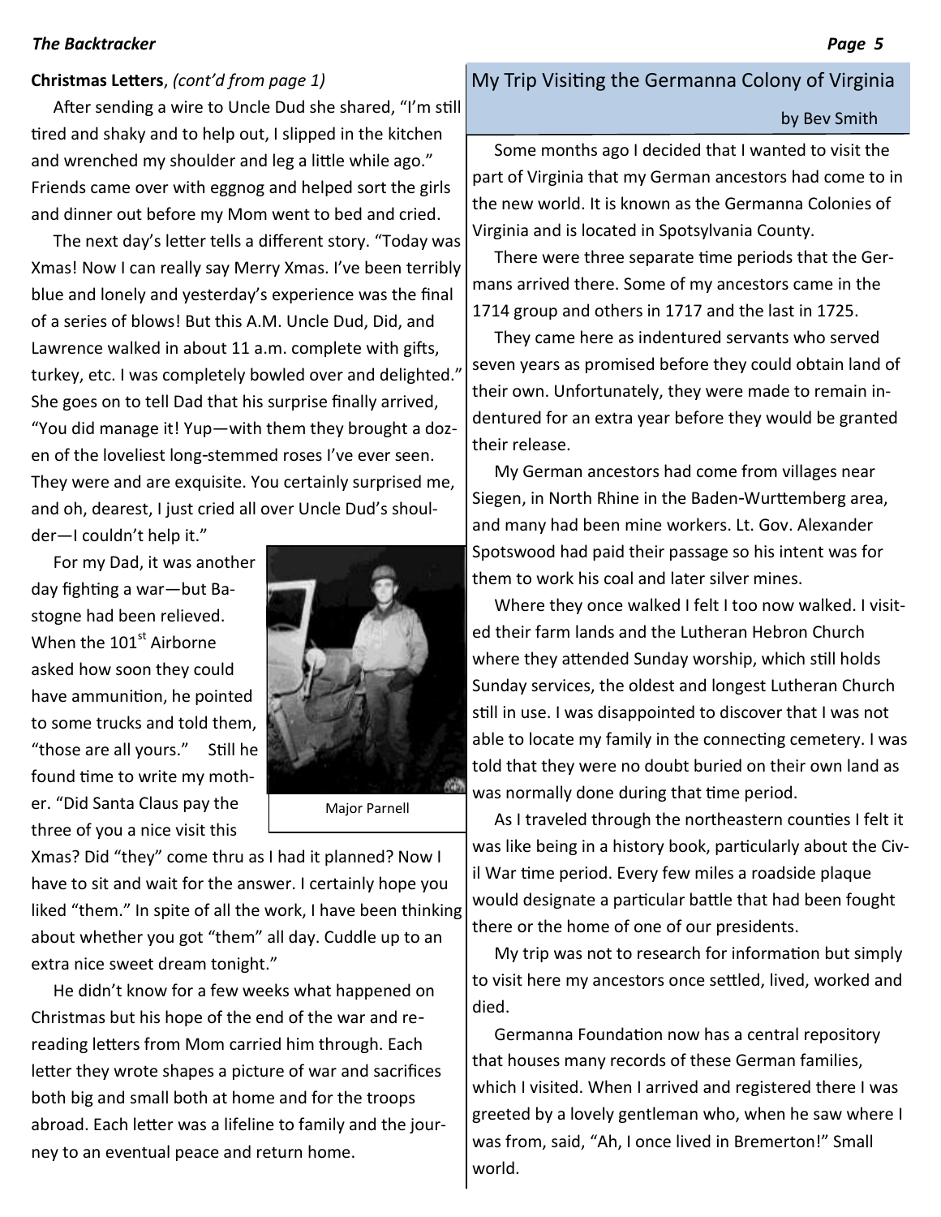**Christmas Letters**, *(cont'd from page 1)*

After sending a wire to Uncle Dud she shared, "I'm still tired and shaky and to help out, I slipped in the kitchen and wrenched my shoulder and leg a little while ago." Friends came over with eggnog and helped sort the girls and dinner out before my Mom went to bed and cried.

The next day's letter tells a different story. "Today was Xmas! Now I can really say Merry Xmas. I've been terribly blue and lonely and yesterday's experience was the final of a series of blows! But this A.M. Uncle Dud, Did, and Lawrence walked in about 11 a.m. complete with gifts, turkey, etc. I was completely bowled over and delighted." She goes on to tell Dad that his surprise finally arrived, "You did manage it! Yup—with them they brought a dozen of the loveliest long-stemmed roses I've ever seen. They were and are exquisite. You certainly surprised me, and oh, dearest, I just cried all over Uncle Dud's shoulder—I couldn't help it."

For my Dad, it was another day fighting a war—but Bastogne had been relieved. When the 101st Airborne asked how soon they could have ammunition, he pointed to some trucks and told them, "those are all yours." Still he found time to write my mother. "Did Santa Claus pay the three of you a nice visit this Xmas? Did "they" come thru as I had it planned? Now I have to sit and wait for the answer. I certainly hope you liked "them." In spite of all the work, I have been thinking about whether you got "them" all day. Cuddle up to an extra nice sweet dream tonight."

Major Parnell

He didn't know for a few weeks what happened on Christmas but his hope of the end of the war and rereading letters from Mom carried him through. Each letter they wrote shapes a picture of war and sacrifices both big and small both at home and for the troops abroad. Each letter was a lifeline to family and the journey to an eventual peace and return home.

## My Trip Visiting the Germanna Colony of Virginia

by Bev Smith

Some months ago I decided that I wanted to visit the part of Virginia that my German ancestors had come to in the new world. It is known as the Germanna Colonies of Virginia and is located in Spotsylvania County.

There were three separate time periods that the Germans arrived there. Some of my ancestors came in the 1714 group and others in 1717 and the last in 1725.

They came here as indentured servants who served seven years as promised before they could obtain land of their own. Unfortunately, they were made to remain indentured for an extra year before they would be granted their release.

My German ancestors had come from villages near Siegen, in North Rhine in the Baden-Wurttemberg area, and many had been mine workers. Lt. Gov. Alexander Spotswood had paid their passage so his intent was for them to work his coal and later silver mines.

Where they once walked I felt I too now walked. I visited their farm lands and the Lutheran Hebron Church where they attended Sunday worship, which still holds Sunday services, the oldest and longest Lutheran Church still in use. I was disappointed to discover that I was not able to locate my family in the connecting cemetery. I was told that they were no doubt buried on their own land as was normally done during that time period.

As I traveled through the northeastern counties I felt it was like being in a history book, particularly about the Civil War time period. Every few miles a roadside plaque would designate a particular battle that had been fought there or the home of one of our presidents.

My trip was not to research for information but simply to visit here my ancestors once settled, lived, worked and died.

Germanna Foundation now has a central repository that houses many records of these German families, which I visited. When I arrived and registered there I was greeted by a lovely gentleman who, when he saw where I was from, said, "Ah, I once lived in Bremerton!" Small world.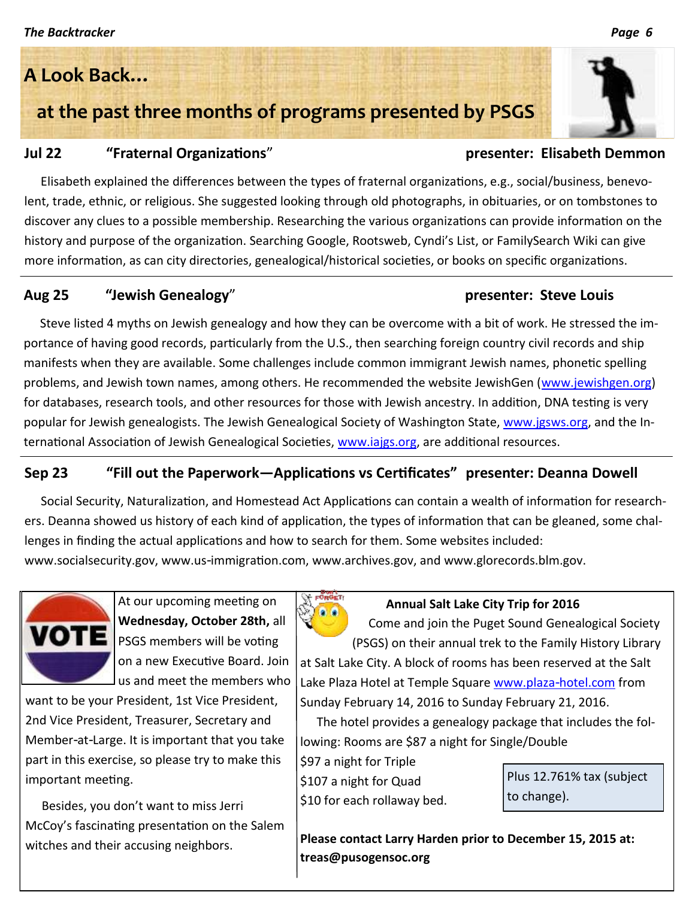## A Look Back...

## at the past three months of programs presented by PSGS

**Jul 22 "Fraternal Organizations" presenter: Elisabeth Demmon**

Elisabeth explained the differences between the types of fraternal organizations, e.g., social/business, benevolent, trade, ethnic, or religious. She suggested looking through old photographs, in obituaries, or on tombstones to discover any clues to a possible membership. Researching the various organizations can provide information on the history and purpose of the organization. Searching Google, Rootsweb, Cyndi's List, or FamilySearch Wiki can give more information, as can city directories, genealogical/historical societies, or books on specific organizations.

**Aug 25 "Jewish Genealogy" presenter: Steve Louis**

Steve listed 4 myths on Jewish genealogy and how they can be overcome with a bit of work. He stressed the importance of having good records, particularly from the U.S., then searching foreign country civil records and ship manifests when they are available. Some challenges include common immigrant Jewish names, phonetic spelling problems, and Jewish town names, among others. He recommended the website JewishGen (www.jewishgen.org) for databases, research tools, and other resources for those with Jewish ancestry. In addition, DNA testing is very popular for Jewish genealogists. The Jewish Genealogical Society of Washington State, www.jgsws.org, and the International Association of Jewish Genealogical Societies, www.iajgs.org, are additional resources.

**Sep 23 "Fill out the Paperwork—Applications vs Certificates" presenter: Deanna Dowell**

Social Security, Naturalization, and Homestead Act Applications can contain a wealth of information for researchers. Deanna showed us history of each kind of application, the types of information that can be gleaned, some challenges in finding the actual applications and how to search for them. Some websites included: www.socialsecurity.gov, www.us-immigration.com, www.archives.gov, and www.glorecords.blm.gov.

At our upcoming meeting on **Wednesday, October 28th,** all PSGS members will be voting on a new Executive Board. Join us and meet the members who want to be your President, 1st Vice President, 2nd Vice President, Treasurer, Secretary and Member-at-Large. It is important that you take part in this exercise, so please try to make this important meeting.

Besides, you don't want to miss Jerri McCoy's fascinating presentation on the Salem witches and their accusing neighbors.

**Annual Salt Lake City Trip for 2016**

Come and join the Puget Sound Genealogical Society (PSGS) on their annual trek to the Family History Library at Salt Lake City. A block of rooms has been reserved at the Salt Lake Plaza Hotel at Temple Square www.plaza-hotel.com from Sunday February 14, 2016 to Sunday February 21, 2016.

The hotel provides a genealogy package that includes the following: Rooms are $87 a night for Single/Double
$97 a night for Triple
$107 a night for Quad
$10 for each rollaway bed.

Plus 12.761% tax (subject to change).

**Please contact Larry Harden prior to December 15, 2015 at: treas@pusogensoc.org**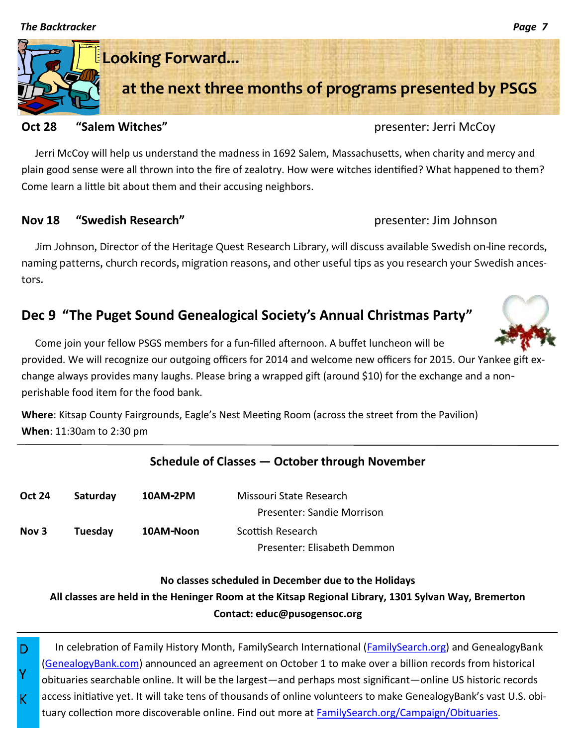## Looking Forward...

### at the next three months of programs presented by PSGS

**Oct 28 "Salem Witches"** presenter: Jerri McCoy

Jerri McCoy will help us understand the madness in 1692 Salem, Massachusetts, when charity and mercy and plain good sense were all thrown into the fire of zealotry. How were witches identified? What happened to them? Come learn a little bit about them and their accusing neighbors.

**Nov 18 "Swedish Research"** presenter: Jim Johnson

Jim Johnson, Director of the Heritage Quest Research Library, will discuss available Swedish on-line records, naming patterns, church records, migration reasons, and other useful tips as you research your Swedish ancestors.

**Dec 9 "The Puget Sound Genealogical Society's Annual Christmas Party"**

Come join your fellow PSGS members for a fun-filled afternoon. A buffet luncheon will be provided. We will recognize our outgoing officers for 2014 and welcome new officers for 2015. Our Yankee gift exchange always provides many laughs. Please bring a wrapped gift (around $10) for the exchange and a non-perishable food item for the food bank.

**Where**: Kitsap County Fairgrounds, Eagle's Nest Meeting Room (across the street from the Pavilion)
**When**: 11:30am to 2:30 pm

---

### Schedule of Classes — October through November

| | | | |
|---|---|---|---|
| **Oct 24** | **Saturday** | **10AM-2PM** | Missouri State Research<br>Presenter: Sandie Morrison |
| **Nov 3** | **Tuesday** | **10AM-Noon** | Scottish Research<br>Presenter: Elisabeth Demmon |

**No classes scheduled in December due to the Holidays**
**All classes are held in the Heninger Room at the Kitsap Regional Library, 1301 Sylvan Way, Bremerton**
**Contact: educ@pusogensoc.org**

---

D Y K

In celebration of Family History Month, FamilySearch International (FamilySearch.org) and GenealogyBank (GenealogyBank.com) announced an agreement on October 1 to make over a billion records from historical obituaries searchable online. It will be the largest—and perhaps most significant—online US historic records access initiative yet. It will take tens of thousands of online volunteers to make GenealogyBank's vast U.S. obituary collection more discoverable online. Find out more at FamilySearch.org/Campaign/Obituaries.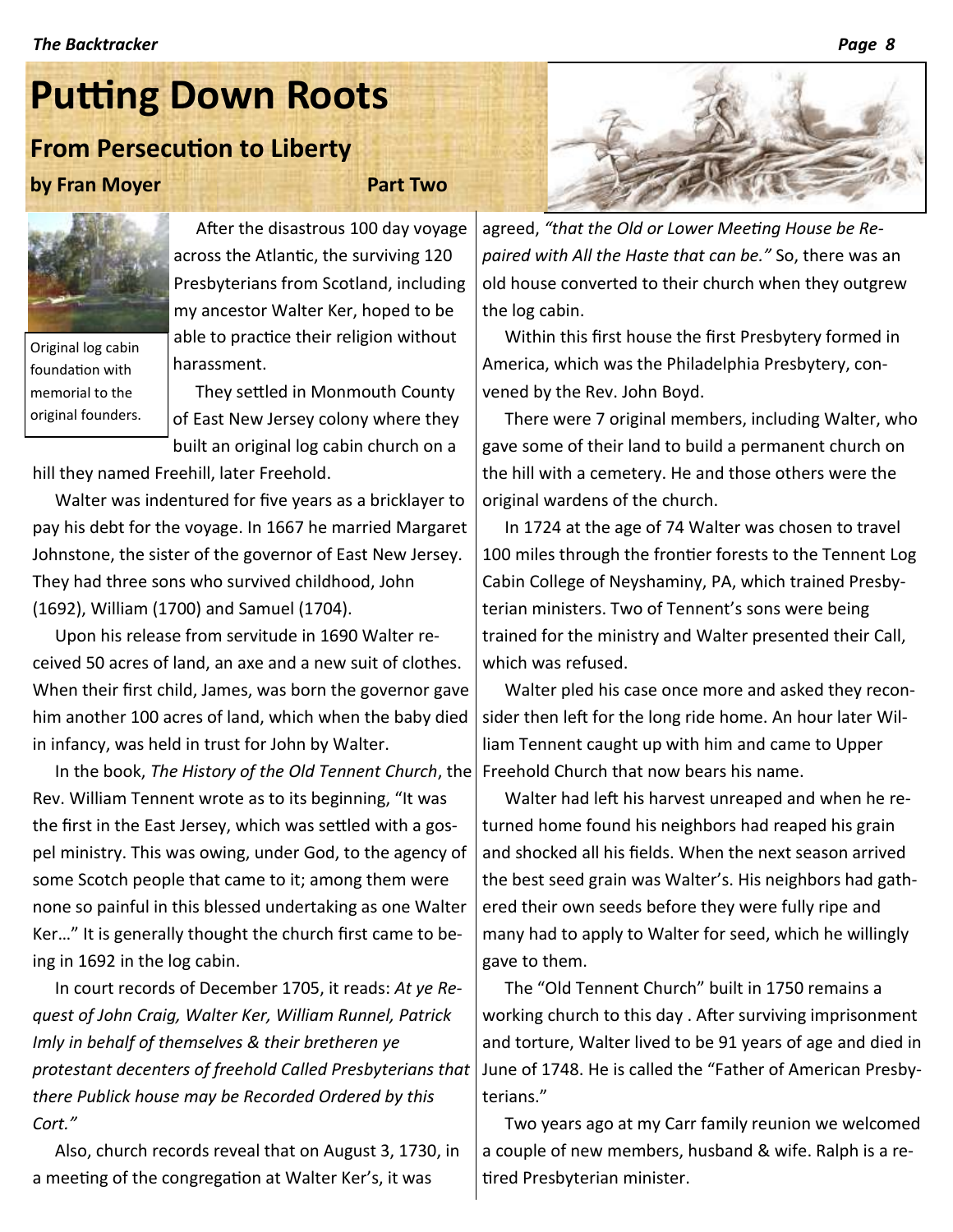# Putting Down Roots

## From Persecution to Liberty

**by Fran Moyer** **Part Two**

Original log cabin foundation with memorial to the original founders.

After the disastrous 100 day voyage across the Atlantic, the surviving 120 Presbyterians from Scotland, including my ancestor Walter Ker, hoped to be able to practice their religion without harassment.

They settled in Monmouth County of East New Jersey colony where they built an original log cabin church on a hill they named Freehill, later Freehold.

Walter was indentured for five years as a bricklayer to pay his debt for the voyage. In 1667 he married Margaret Johnstone, the sister of the governor of East New Jersey. They had three sons who survived childhood, John (1692), William (1700) and Samuel (1704).

Upon his release from servitude in 1690 Walter received 50 acres of land, an axe and a new suit of clothes. When their first child, James, was born the governor gave him another 100 acres of land, which when the baby died in infancy, was held in trust for John by Walter.

In the book, *The History of the Old Tennent Church*, the Rev. William Tennent wrote as to its beginning, "It was the first in the East Jersey, which was settled with a gospel ministry. This was owing, under God, to the agency of some Scotch people that came to it; among them were none so painful in this blessed undertaking as one Walter Ker…" It is generally thought the church first came to being in 1692 in the log cabin.

In court records of December 1705, it reads: *At ye Request of John Craig, Walter Ker, William Runnel, Patrick Imly in behalf of themselves & their bretheren ye protestant decenters of freehold Called Presbyterians that there Publick house may be Recorded Ordered by this Cort."*

Also, church records reveal that on August 3, 1730, in a meeting of the congregation at Walter Ker's, it was agreed, *"that the Old or Lower Meeting House be Repaired with All the Haste that can be."* So, there was an old house converted to their church when they outgrew the log cabin.

Within this first house the first Presbytery formed in America, which was the Philadelphia Presbytery, convened by the Rev. John Boyd.

There were 7 original members, including Walter, who gave some of their land to build a permanent church on the hill with a cemetery. He and those others were the original wardens of the church.

In 1724 at the age of 74 Walter was chosen to travel 100 miles through the frontier forests to the Tennent Log Cabin College of Neyshaminy, PA, which trained Presbyterian ministers. Two of Tennent's sons were being trained for the ministry and Walter presented their Call, which was refused.

Walter pled his case once more and asked they reconsider then left for the long ride home. An hour later William Tennent caught up with him and came to Upper Freehold Church that now bears his name.

Walter had left his harvest unreaped and when he returned home found his neighbors had reaped his grain and shocked all his fields. When the next season arrived the best seed grain was Walter's. His neighbors had gathered their own seeds before they were fully ripe and many had to apply to Walter for seed, which he willingly gave to them.

The "Old Tennent Church" built in 1750 remains a working church to this day . After surviving imprisonment and torture, Walter lived to be 91 years of age and died in June of 1748. He is called the "Father of American Presbyterians."

Two years ago at my Carr family reunion we welcomed a couple of new members, husband & wife. Ralph is a retired Presbyterian minister.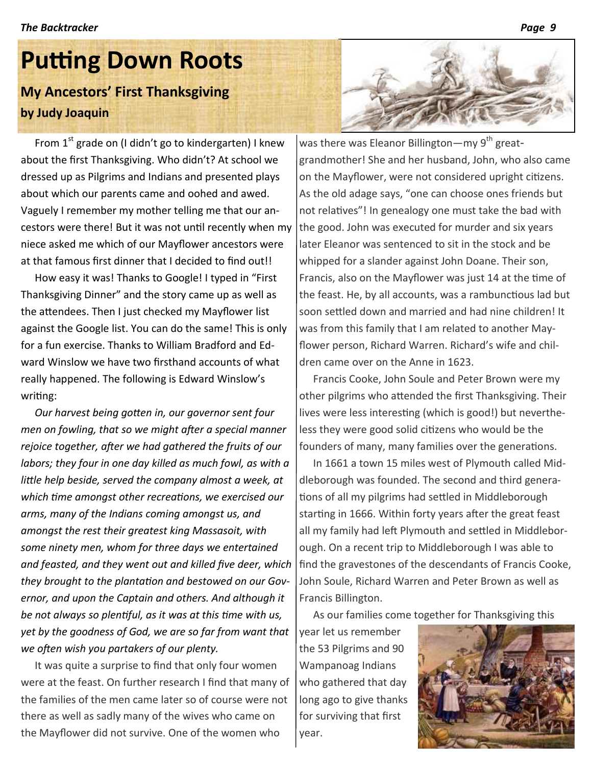# Putting Down Roots

## My Ancestors' First Thanksgiving

**by Judy Joaquin**

From 1st grade on (I didn't go to kindergarten) I knew about the first Thanksgiving. Who didn't? At school we dressed up as Pilgrims and Indians and presented plays about which our parents came and oohed and awed. Vaguely I remember my mother telling me that our ancestors were there! But it was not until recently when my niece asked me which of our Mayflower ancestors were at that famous first dinner that I decided to find out!!

How easy it was! Thanks to Google! I typed in "First Thanksgiving Dinner" and the story came up as well as the attendees. Then I just checked my Mayflower list against the Google list. You can do the same! This is only for a fun exercise. Thanks to William Bradford and Edward Winslow we have two firsthand accounts of what really happened. The following is Edward Winslow's writing:

*Our harvest being gotten in, our governor sent four men on fowling, that so we might after a special manner rejoice together, after we had gathered the fruits of our labors; they four in one day killed as much fowl, as with a little help beside, served the company almost a week, at which time amongst other recreations, we exercised our arms, many of the Indians coming amongst us, and amongst the rest their greatest king Massasoit, with some ninety men, whom for three days we entertained and feasted, and they went out and killed five deer, which they brought to the plantation and bestowed on our Governor, and upon the Captain and others. And although it be not always so plentiful, as it was at this time with us, yet by the goodness of God, we are so far from want that we often wish you partakers of our plenty.*

It was quite a surprise to find that only four women were at the feast. On further research I find that many of the families of the men came later so of course were not there as well as sadly many of the wives who came on the Mayflower did not survive. One of the women who was there was Eleanor Billington—my 9th great-grandmother! She and her husband, John, who also came on the Mayflower, were not considered upright citizens. As the old adage says, "one can choose ones friends but not relatives"! In genealogy one must take the bad with the good. John was executed for murder and six years later Eleanor was sentenced to sit in the stock and be whipped for a slander against John Doane. Their son, Francis, also on the Mayflower was just 14 at the time of the feast. He, by all accounts, was a rambunctious lad but soon settled down and married and had nine children! It was from this family that I am related to another Mayflower person, Richard Warren. Richard's wife and children came over on the Anne in 1623.

Francis Cooke, John Soule and Peter Brown were my other pilgrims who attended the first Thanksgiving. Their lives were less interesting (which is good!) but nevertheless they were good solid citizens who would be the founders of many, many families over the generations.

In 1661 a town 15 miles west of Plymouth called Middleborough was founded. The second and third generations of all my pilgrims had settled in Middleborough starting in 1666. Within forty years after the great feast all my family had left Plymouth and settled in Middleborough. On a recent trip to Middleborough I was able to find the gravestones of the descendants of Francis Cooke, John Soule, Richard Warren and Peter Brown as well as Francis Billington.

As our families come together for Thanksgiving this year let us remember the 53 Pilgrims and 90 Wampanoag Indians who gathered that day long ago to give thanks for surviving that first year.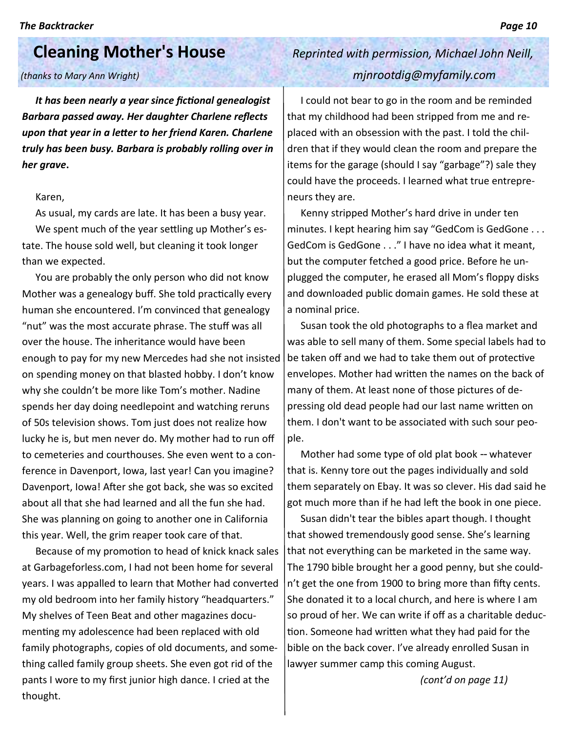# Cleaning Mother's House

*(thanks to Mary Ann Wright)*

*Reprinted with permission, Michael John Neill, mjnrootdig@myfamily.com*

***It has been nearly a year since fictional genealogist Barbara passed away. Her daughter Charlene reflects upon that year in a letter to her friend Karen. Charlene truly has been busy. Barbara is probably rolling over in her grave.***

Karen,

As usual, my cards are late. It has been a busy year.

We spent much of the year settling up Mother's estate. The house sold well, but cleaning it took longer than we expected.

You are probably the only person who did not know Mother was a genealogy buff. She told practically every human she encountered. I'm convinced that genealogy "nut" was the most accurate phrase. The stuff was all over the house. The inheritance would have been enough to pay for my new Mercedes had she not insisted on spending money on that blasted hobby. I don't know why she couldn't be more like Tom's mother. Nadine spends her day doing needlepoint and watching reruns of 50s television shows. Tom just does not realize how lucky he is, but men never do. My mother had to run off to cemeteries and courthouses. She even went to a conference in Davenport, Iowa, last year! Can you imagine? Davenport, Iowa! After she got back, she was so excited about all that she had learned and all the fun she had. She was planning on going to another one in California this year. Well, the grim reaper took care of that.

Because of my promotion to head of knick knack sales at Garbageforless.com, I had not been home for several years. I was appalled to learn that Mother had converted my old bedroom into her family history "headquarters." My shelves of Teen Beat and other magazines documenting my adolescence had been replaced with old family photographs, copies of old documents, and something called family group sheets. She even got rid of the pants I wore to my first junior high dance. I cried at the thought.

I could not bear to go in the room and be reminded that my childhood had been stripped from me and replaced with an obsession with the past. I told the children that if they would clean the room and prepare the items for the garage (should I say "garbage"?) sale they could have the proceeds. I learned what true entrepreneurs they are.

Kenny stripped Mother's hard drive in under ten minutes. I kept hearing him say "GedCom is GedGone . . . GedCom is GedGone . . ." I have no idea what it meant, but the computer fetched a good price. Before he unplugged the computer, he erased all Mom's floppy disks and downloaded public domain games. He sold these at a nominal price.

Susan took the old photographs to a flea market and was able to sell many of them. Some special labels had to be taken off and we had to take them out of protective envelopes. Mother had written the names on the back of many of them. At least none of those pictures of depressing old dead people had our last name written on them. I don't want to be associated with such sour people.

Mother had some type of old plat book -- whatever that is. Kenny tore out the pages individually and sold them separately on Ebay. It was so clever. His dad said he got much more than if he had left the book in one piece.

Susan didn't tear the bibles apart though. I thought that showed tremendously good sense. She's learning that not everything can be marketed in the same way. The 1790 bible brought her a good penny, but she couldn't get the one from 1900 to bring more than fifty cents. She donated it to a local church, and here is where I am so proud of her. We can write if off as a charitable deduction. Someone had written what they had paid for the bible on the back cover. I've already enrolled Susan in lawyer summer camp this coming August.

*(cont'd on page 11)*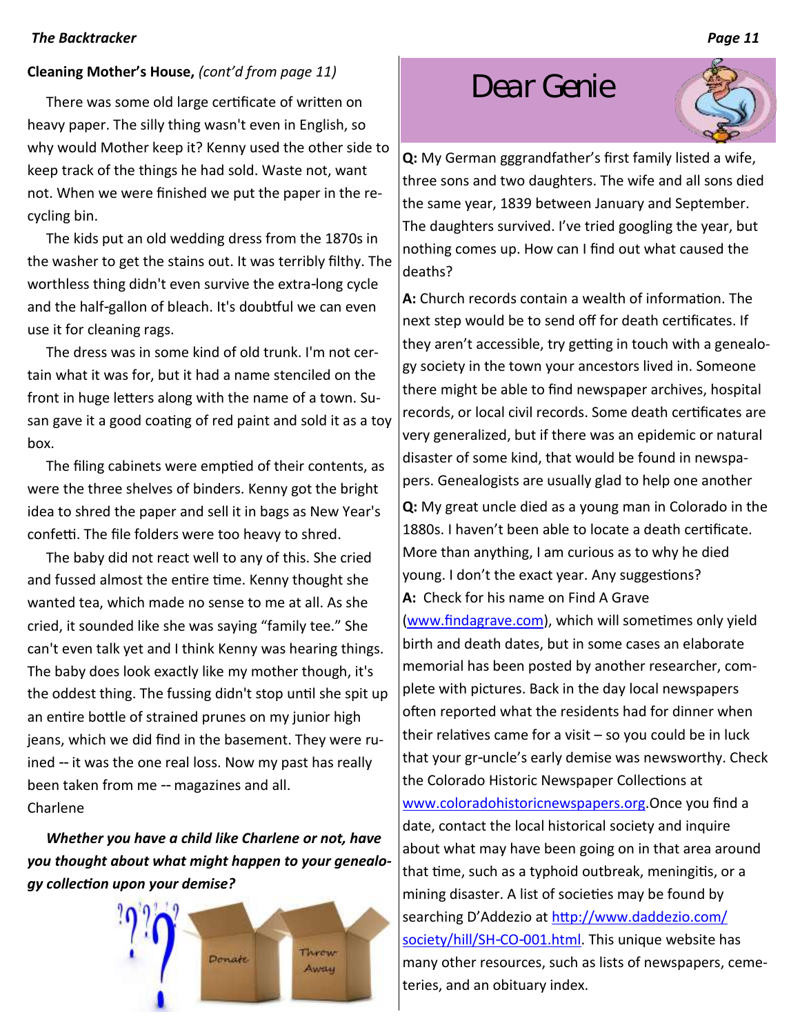**Cleaning Mother's House,** *(cont'd from page 11)*

There was some old large certificate of written on heavy paper. The silly thing wasn't even in English, so why would Mother keep it? Kenny used the other side to keep track of the things he had sold. Waste not, want not. When we were finished we put the paper in the recycling bin.

The kids put an old wedding dress from the 1870s in the washer to get the stains out. It was terribly filthy. The worthless thing didn't even survive the extra-long cycle and the half-gallon of bleach. It's doubtful we can even use it for cleaning rags.

The dress was in some kind of old trunk. I'm not certain what it was for, but it had a name stenciled on the front in huge letters along with the name of a town. Susan gave it a good coating of red paint and sold it as a toy box.

The filing cabinets were emptied of their contents, as were the three shelves of binders. Kenny got the bright idea to shred the paper and sell it in bags as New Year's confetti. The file folders were too heavy to shred.

The baby did not react well to any of this. She cried and fussed almost the entire time. Kenny thought she wanted tea, which made no sense to me at all. As she cried, it sounded like she was saying "family tee." She can't even talk yet and I think Kenny was hearing things. The baby does look exactly like my mother though, it's the oddest thing. The fussing didn't stop until she spit up an entire bottle of strained prunes on my junior high jeans, which we did find in the basement. They were ruined -- it was the one real loss. Now my past has really been taken from me -- magazines and all.

Charlene

***Whether you have a child like Charlene or not, have you thought about what might happen to your genealogy collection upon your demise?***

# Dear Genie

**Q:** My German gggrandfather's first family listed a wife, three sons and two daughters. The wife and all sons died the same year, 1839 between January and September. The daughters survived. I've tried googling the year, but nothing comes up. How can I find out what caused the deaths?

**A:** Church records contain a wealth of information. The next step would be to send off for death certificates. If they aren't accessible, try getting in touch with a genealogy society in the town your ancestors lived in. Someone there might be able to find newspaper archives, hospital records, or local civil records. Some death certificates are very generalized, but if there was an epidemic or natural disaster of some kind, that would be found in newspapers. Genealogists are usually glad to help one another

**Q:** My great uncle died as a young man in Colorado in the 1880s. I haven't been able to locate a death certificate. More than anything, I am curious as to why he died young. I don't the exact year. Any suggestions?

**A:** Check for his name on Find A Grave (www.findagrave.com), which will sometimes only yield birth and death dates, but in some cases an elaborate memorial has been posted by another researcher, complete with pictures. Back in the day local newspapers often reported what the residents had for dinner when their relatives came for a visit – so you could be in luck that your gr-uncle's early demise was newsworthy. Check the Colorado Historic Newspaper Collections at www.coloradohistoricnewspapers.org.Once you find a date, contact the local historical society and inquire about what may have been going on in that area around that time, such as a typhoid outbreak, meningitis, or a mining disaster. A list of societies may be found by searching D'Addezio at http://www.daddezio.com/society/hill/SH-CO-001.html. This unique website has many other resources, such as lists of newspapers, cemeteries, and an obituary index.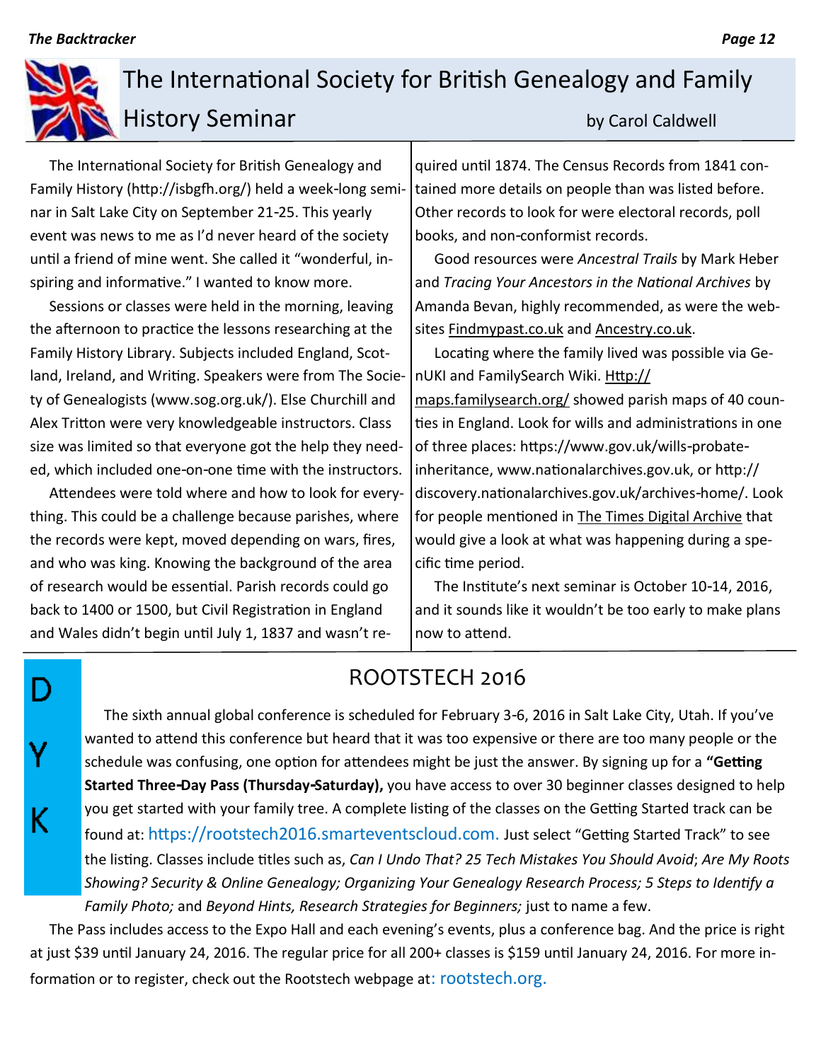# The International Society for British Genealogy and Family History Seminar

by Carol Caldwell

The International Society for British Genealogy and Family History (http://isbgfh.org/) held a week-long seminar in Salt Lake City on September 21-25. This yearly event was news to me as I'd never heard of the society until a friend of mine went. She called it "wonderful, inspiring and informative." I wanted to know more.

Sessions or classes were held in the morning, leaving the afternoon to practice the lessons researching at the Family History Library. Subjects included England, Scotland, Ireland, and Writing. Speakers were from The Society of Genealogists (www.sog.org.uk/). Else Churchill and Alex Tritton were very knowledgeable instructors. Class size was limited so that everyone got the help they needed, which included one-on-one time with the instructors.

Attendees were told where and how to look for everything. This could be a challenge because parishes, where the records were kept, moved depending on wars, fires, and who was king. Knowing the background of the area of research would be essential. Parish records could go back to 1400 or 1500, but Civil Registration in England and Wales didn't begin until July 1, 1837 and wasn't required until 1874. The Census Records from 1841 contained more details on people than was listed before. Other records to look for were electoral records, poll books, and non-conformist records.

Good resources were *Ancestral Trails* by Mark Heber and *Tracing Your Ancestors in the National Archives* by Amanda Bevan, highly recommended, as were the websites Findmypast.co.uk and Ancestry.co.uk.

Locating where the family lived was possible via GenUKI and FamilySearch Wiki. Http://maps.familysearch.org/ showed parish maps of 40 counties in England. Look for wills and administrations in one of three places: https://www.gov.uk/wills-probate-inheritance, www.nationalarchives.gov.uk, or http://discovery.nationalarchives.gov.uk/archives-home/. Look for people mentioned in The Times Digital Archive that would give a look at what was happening during a specific time period.

The Institute's next seminar is October 10-14, 2016, and it sounds like it wouldn't be too early to make plans now to attend.

D Y K

## ROOTSTECH 2016

The sixth annual global conference is scheduled for February 3-6, 2016 in Salt Lake City, Utah. If you've wanted to attend this conference but heard that it was too expensive or there are too many people or the schedule was confusing, one option for attendees might be just the answer. By signing up for a **"Getting Started Three-Day Pass (Thursday-Saturday),** you have access to over 30 beginner classes designed to help you get started with your family tree. A complete listing of the classes on the Getting Started track can be found at: https://rootstech2016.smarteventscloud.com. Just select "Getting Started Track" to see the listing. Classes include titles such as, *Can I Undo That? 25 Tech Mistakes You Should Avoid*; *Are My Roots Showing? Security & Online Genealogy; Organizing Your Genealogy Research Process; 5 Steps to Identify a Family Photo;* and *Beyond Hints, Research Strategies for Beginners;* just to name a few.

The Pass includes access to the Expo Hall and each evening's events, plus a conference bag. And the price is right at just $39 until January 24, 2016. The regular price for all 200+ classes is $159 until January 24, 2016. For more information or to register, check out the Rootstech webpage at: rootstech.org.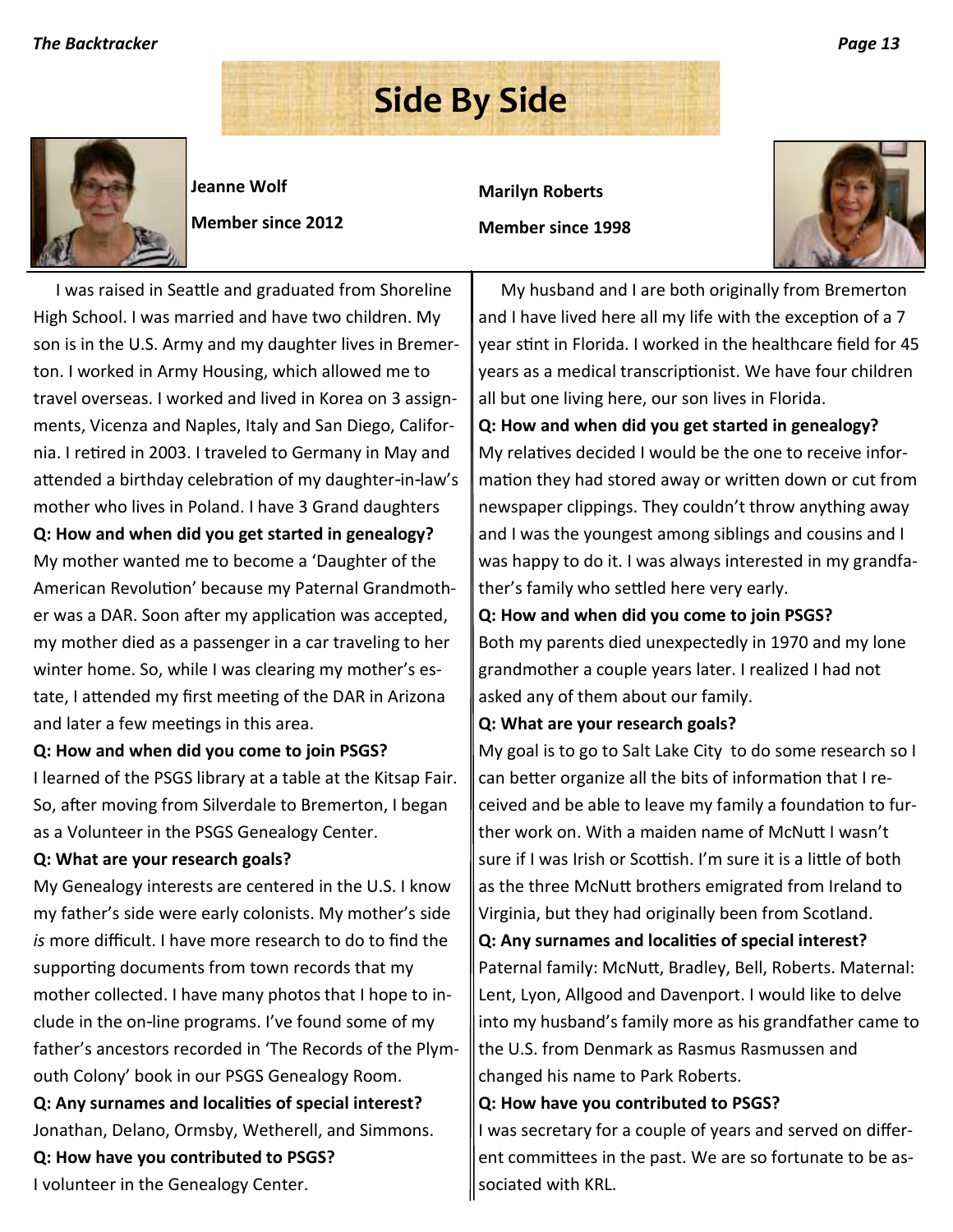# Side By Side

**Jeanne Wolf**

**Member since 2012**

I was raised in Seattle and graduated from Shoreline High School. I was married and have two children. My son is in the U.S. Army and my daughter lives in Bremerton. I worked in Army Housing, which allowed me to travel overseas. I worked and lived in Korea on 3 assignments, Vicenza and Naples, Italy and San Diego, California. I retired in 2003. I traveled to Germany in May and attended a birthday celebration of my daughter-in-law's mother who lives in Poland. I have 3 Grand daughters

**Q: How and when did you get started in genealogy?**

My mother wanted me to become a 'Daughter of the American Revolution' because my Paternal Grandmother was a DAR. Soon after my application was accepted, my mother died as a passenger in a car traveling to her winter home. So, while I was clearing my mother's estate, I attended my first meeting of the DAR in Arizona and later a few meetings in this area.

**Q: How and when did you come to join PSGS?**

I learned of the PSGS library at a table at the Kitsap Fair. So, after moving from Silverdale to Bremerton, I began as a Volunteer in the PSGS Genealogy Center.

**Q: What are your research goals?**

My Genealogy interests are centered in the U.S. I know my father's side were early colonists. My mother's side *is* more difficult. I have more research to do to find the supporting documents from town records that my mother collected. I have many photos that I hope to include in the on-line programs. I've found some of my father's ancestors recorded in 'The Records of the Plymouth Colony' book in our PSGS Genealogy Room.

**Q: Any surnames and localities of special interest?**

Jonathan, Delano, Ormsby, Wetherell, and Simmons.

**Q: How have you contributed to PSGS?**

I volunteer in the Genealogy Center.

**Marilyn Roberts**

**Member since 1998**

My husband and I are both originally from Bremerton and I have lived here all my life with the exception of a 7 year stint in Florida. I worked in the healthcare field for 45 years as a medical transcriptionist. We have four children all but one living here, our son lives in Florida.

**Q: How and when did you get started in genealogy?**

My relatives decided I would be the one to receive information they had stored away or written down or cut from newspaper clippings. They couldn't throw anything away and I was the youngest among siblings and cousins and I was happy to do it. I was always interested in my grandfather's family who settled here very early.

**Q: How and when did you come to join PSGS?**

Both my parents died unexpectedly in 1970 and my lone grandmother a couple years later. I realized I had not asked any of them about our family.

**Q: What are your research goals?**

My goal is to go to Salt Lake City to do some research so I can better organize all the bits of information that I received and be able to leave my family a foundation to further work on. With a maiden name of McNutt I wasn't sure if I was Irish or Scottish. I'm sure it is a little of both as the three McNutt brothers emigrated from Ireland to Virginia, but they had originally been from Scotland.

**Q: Any surnames and localities of special interest?**

Paternal family: McNutt, Bradley, Bell, Roberts. Maternal: Lent, Lyon, Allgood and Davenport. I would like to delve into my husband's family more as his grandfather came to the U.S. from Denmark as Rasmus Rasmussen and changed his name to Park Roberts.

**Q: How have you contributed to PSGS?**

I was secretary for a couple of years and served on different committees in the past. We are so fortunate to be associated with KRL.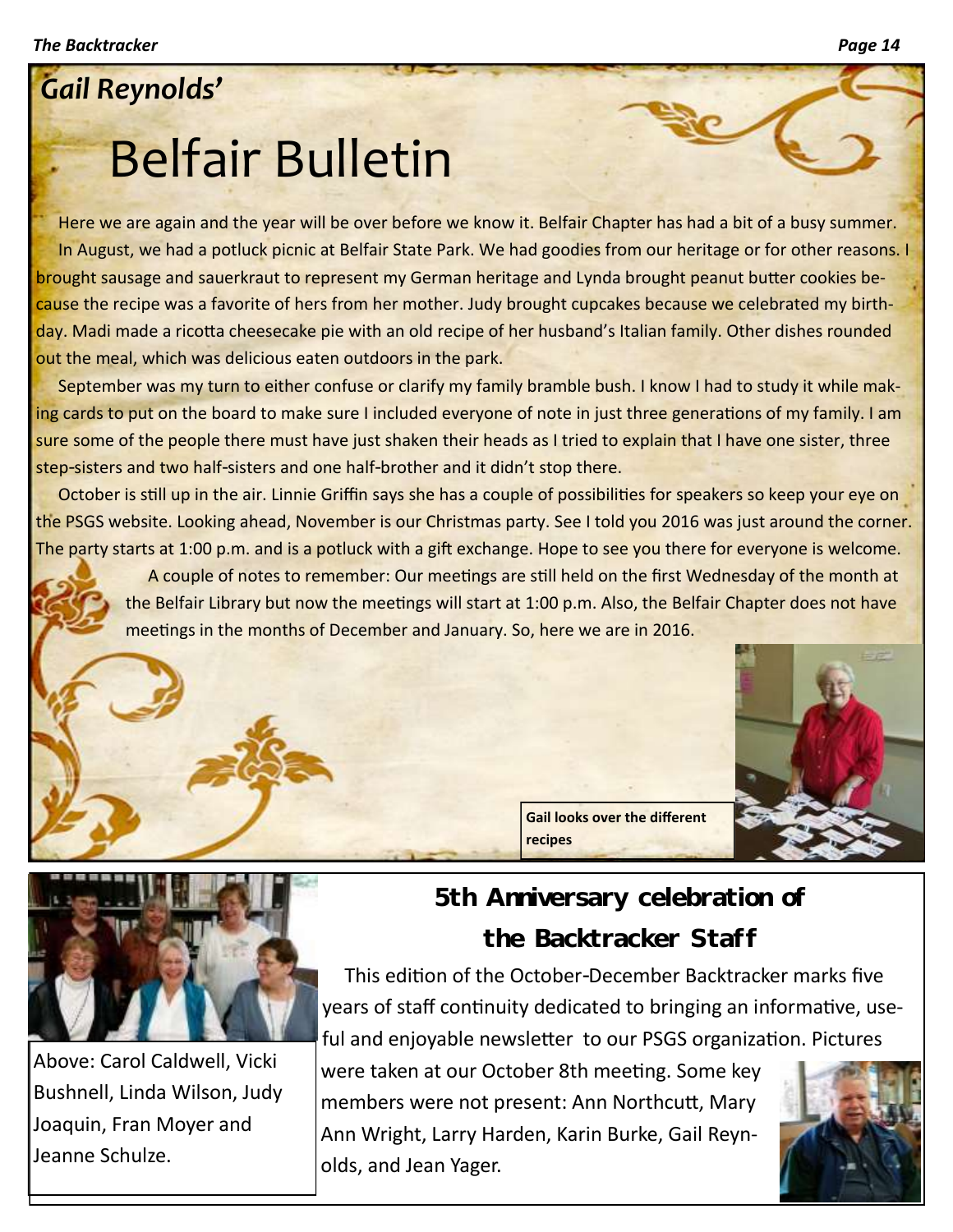*Gail Reynolds'*

# Belfair Bulletin

Here we are again and the year will be over before we know it. Belfair Chapter has had a bit of a busy summer.

In August, we had a potluck picnic at Belfair State Park. We had goodies from our heritage or for other reasons. I brought sausage and sauerkraut to represent my German heritage and Lynda brought peanut butter cookies because the recipe was a favorite of hers from her mother. Judy brought cupcakes because we celebrated my birthday. Madi made a ricotta cheesecake pie with an old recipe of her husband's Italian family. Other dishes rounded out the meal, which was delicious eaten outdoors in the park.

September was my turn to either confuse or clarify my family bramble bush. I know I had to study it while making cards to put on the board to make sure I included everyone of note in just three generations of my family. I am sure some of the people there must have just shaken their heads as I tried to explain that I have one sister, three step-sisters and two half-sisters and one half-brother and it didn't stop there.

October is still up in the air. Linnie Griffin says she has a couple of possibilities for speakers so keep your eye on the PSGS website. Looking ahead, November is our Christmas party. See I told you 2016 was just around the corner. The party starts at 1:00 p.m. and is a potluck with a gift exchange. Hope to see you there for everyone is welcome.

A couple of notes to remember: Our meetings are still held on the first Wednesday of the month at the Belfair Library but now the meetings will start at 1:00 p.m. Also, the Belfair Chapter does not have meetings in the months of December and January. So, here we are in 2016.

**Gail looks over the different recipes**

## 5th Anniversary celebration of the Backtracker Staff

Above: Carol Caldwell, Vicki Bushnell, Linda Wilson, Judy Joaquin, Fran Moyer and Jeanne Schulze.

This edition of the October-December Backtracker marks five years of staff continuity dedicated to bringing an informative, useful and enjoyable newsletter to our PSGS organization. Pictures were taken at our October 8th meeting. Some key members were not present: Ann Northcutt, Mary Ann Wright, Larry Harden, Karin Burke, Gail Reynolds, and Jean Yager.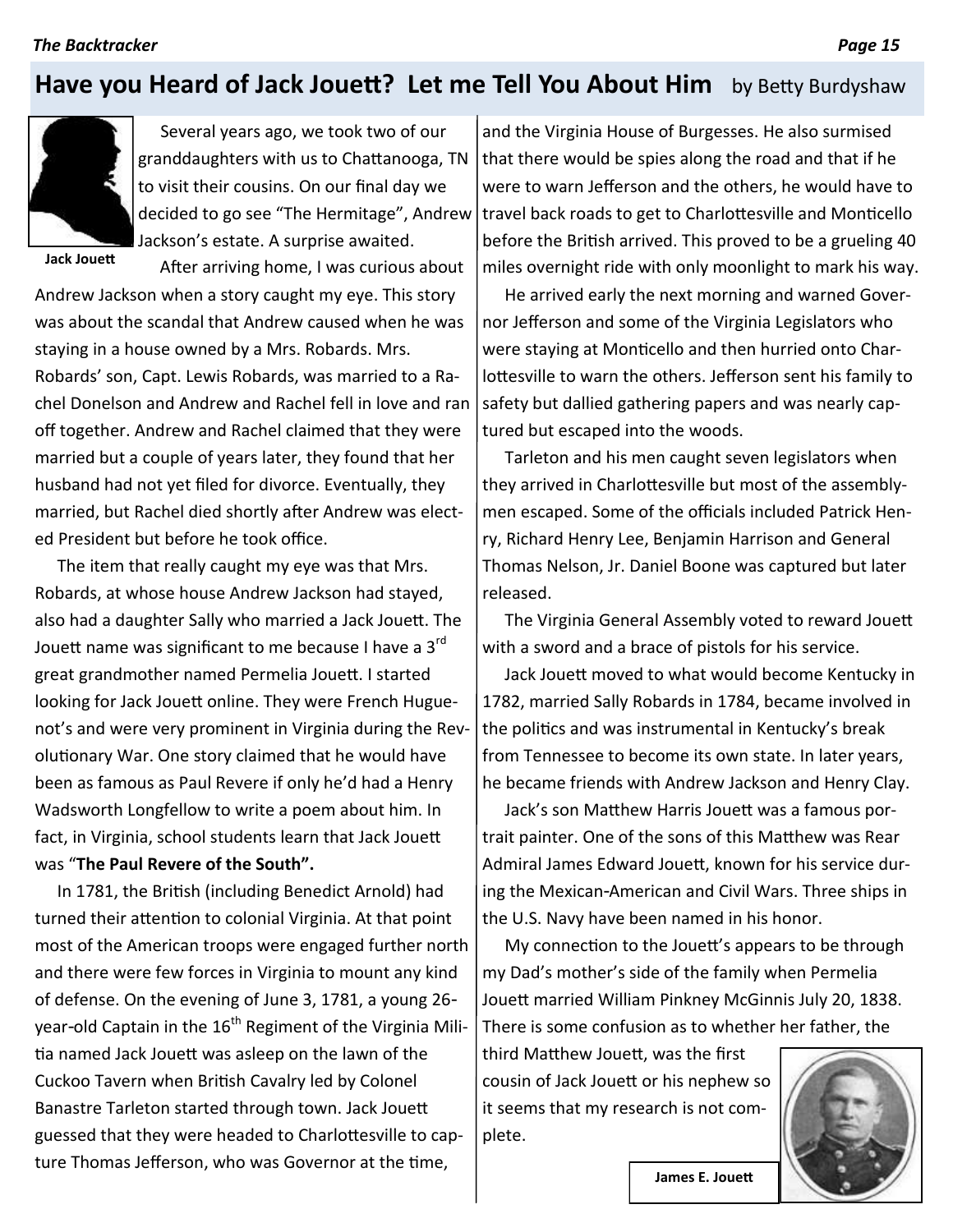## Have you Heard of Jack Jouett? Let me Tell You About Him by Betty Burdyshaw

Jack Jouett

Several years ago, we took two of our granddaughters with us to Chattanooga, TN to visit their cousins. On our final day we decided to go see "The Hermitage", Andrew Jackson's estate. A surprise awaited.

After arriving home, I was curious about Andrew Jackson when a story caught my eye. This story was about the scandal that Andrew caused when he was staying in a house owned by a Mrs. Robards. Mrs. Robards' son, Capt. Lewis Robards, was married to a Rachel Donelson and Andrew and Rachel fell in love and ran off together. Andrew and Rachel claimed that they were married but a couple of years later, they found that her husband had not yet filed for divorce. Eventually, they married, but Rachel died shortly after Andrew was elected President but before he took office.

The item that really caught my eye was that Mrs. Robards, at whose house Andrew Jackson had stayed, also had a daughter Sally who married a Jack Jouett. The Jouett name was significant to me because I have a 3rd great grandmother named Permelia Jouett. I started looking for Jack Jouett online. They were French Huguenot's and were very prominent in Virginia during the Revolutionary War. One story claimed that he would have been as famous as Paul Revere if only he'd had a Henry Wadsworth Longfellow to write a poem about him. In fact, in Virginia, school students learn that Jack Jouett was "**The Paul Revere of the South".**

In 1781, the British (including Benedict Arnold) had turned their attention to colonial Virginia. At that point most of the American troops were engaged further north and there were few forces in Virginia to mount any kind of defense. On the evening of June 3, 1781, a young 26-year-old Captain in the 16th Regiment of the Virginia Militia named Jack Jouett was asleep on the lawn of the Cuckoo Tavern when British Cavalry led by Colonel Banastre Tarleton started through town. Jack Jouett guessed that they were headed to Charlottesville to capture Thomas Jefferson, who was Governor at the time, and the Virginia House of Burgesses. He also surmised that there would be spies along the road and that if he were to warn Jefferson and the others, he would have to travel back roads to get to Charlottesville and Monticello before the British arrived. This proved to be a grueling 40 miles overnight ride with only moonlight to mark his way.

He arrived early the next morning and warned Governor Jefferson and some of the Virginia Legislators who were staying at Monticello and then hurried onto Charlottesville to warn the others. Jefferson sent his family to safety but dallied gathering papers and was nearly captured but escaped into the woods.

Tarleton and his men caught seven legislators when they arrived in Charlottesville but most of the assemblymen escaped. Some of the officials included Patrick Henry, Richard Henry Lee, Benjamin Harrison and General Thomas Nelson, Jr. Daniel Boone was captured but later released.

The Virginia General Assembly voted to reward Jouett with a sword and a brace of pistols for his service.

Jack Jouett moved to what would become Kentucky in 1782, married Sally Robards in 1784, became involved in the politics and was instrumental in Kentucky's break from Tennessee to become its own state. In later years, he became friends with Andrew Jackson and Henry Clay.

Jack's son Matthew Harris Jouett was a famous portrait painter. One of the sons of this Matthew was Rear Admiral James Edward Jouett, known for his service during the Mexican-American and Civil Wars. Three ships in the U.S. Navy have been named in his honor.

My connection to the Jouett's appears to be through my Dad's mother's side of the family when Permelia Jouett married William Pinkney McGinnis July 20, 1838. There is some confusion as to whether her father, the third Matthew Jouett, was the first cousin of Jack Jouett or his nephew so it seems that my research is not complete.

James E. Jouett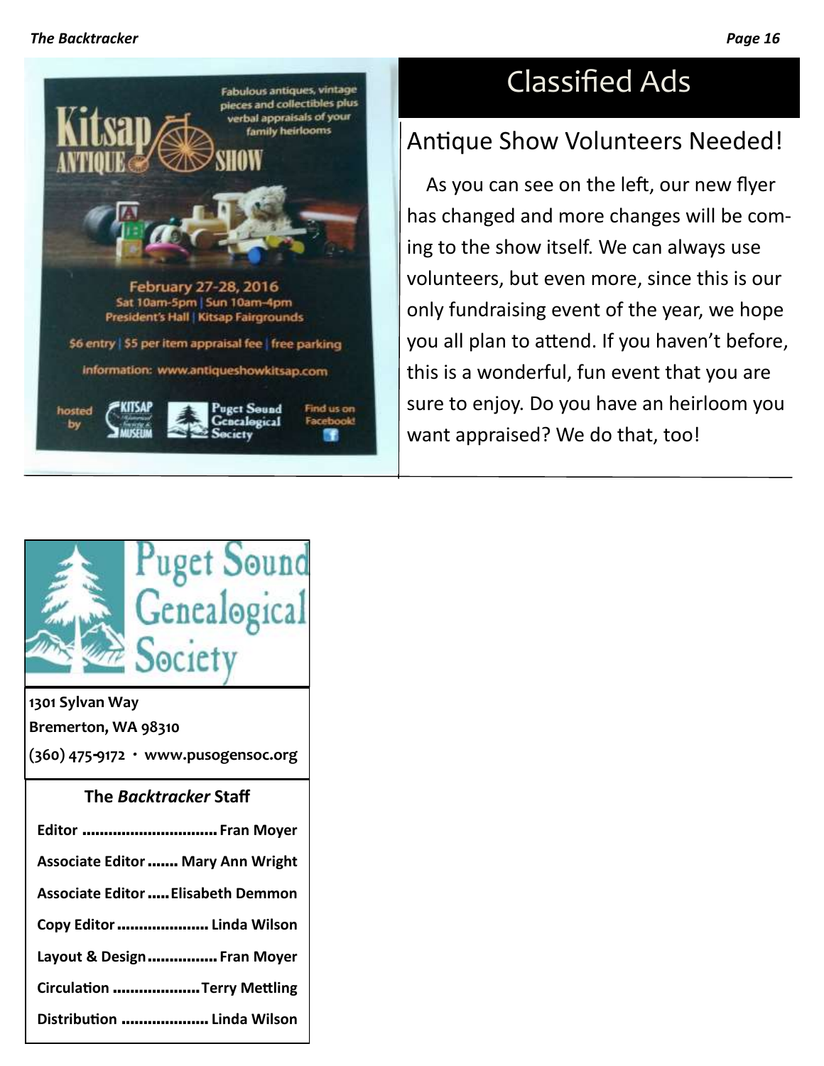Fabulous antiques, vintage pieces and collectibles plus verbal appraisals of your family heirlooms

Kitsap ANTIQUE SHOW

February 27-28, 2016
Sat 10am-5pm | Sun 10am-4pm
President's Hall | Kitsap Fairgrounds

$6 entry | $5 per item appraisal fee | free parking

information: www.antiqueshowkitsap.com

hosted by Kitsap Historical Society & Museum | Puget Sound Genealogical Society | Find us on Facebook!

# Classified Ads

## Antique Show Volunteers Needed!

As you can see on the left, our new flyer has changed and more changes will be coming to the show itself. We can always use volunteers, but even more, since this is our only fundraising event of the year, we hope you all plan to attend. If you haven't before, this is a wonderful, fun event that you are sure to enjoy. Do you have an heirloom you want appraised? We do that, too!

---

**Puget Sound Genealogical Society**

**1301 Sylvan Way**
**Bremerton, WA 98310**
**(360) 475-9172 · www.pusogensoc.org**

### The *Backtracker* Staff

| | |
|---|---|
| Editor | Fran Moyer |
| Associate Editor | Mary Ann Wright |
| Associate Editor | Elisabeth Demmon |
| Copy Editor | Linda Wilson |
| Layout & Design | Fran Moyer |
| Circulation | Terry Mettling |
| Distribution | Linda Wilson |